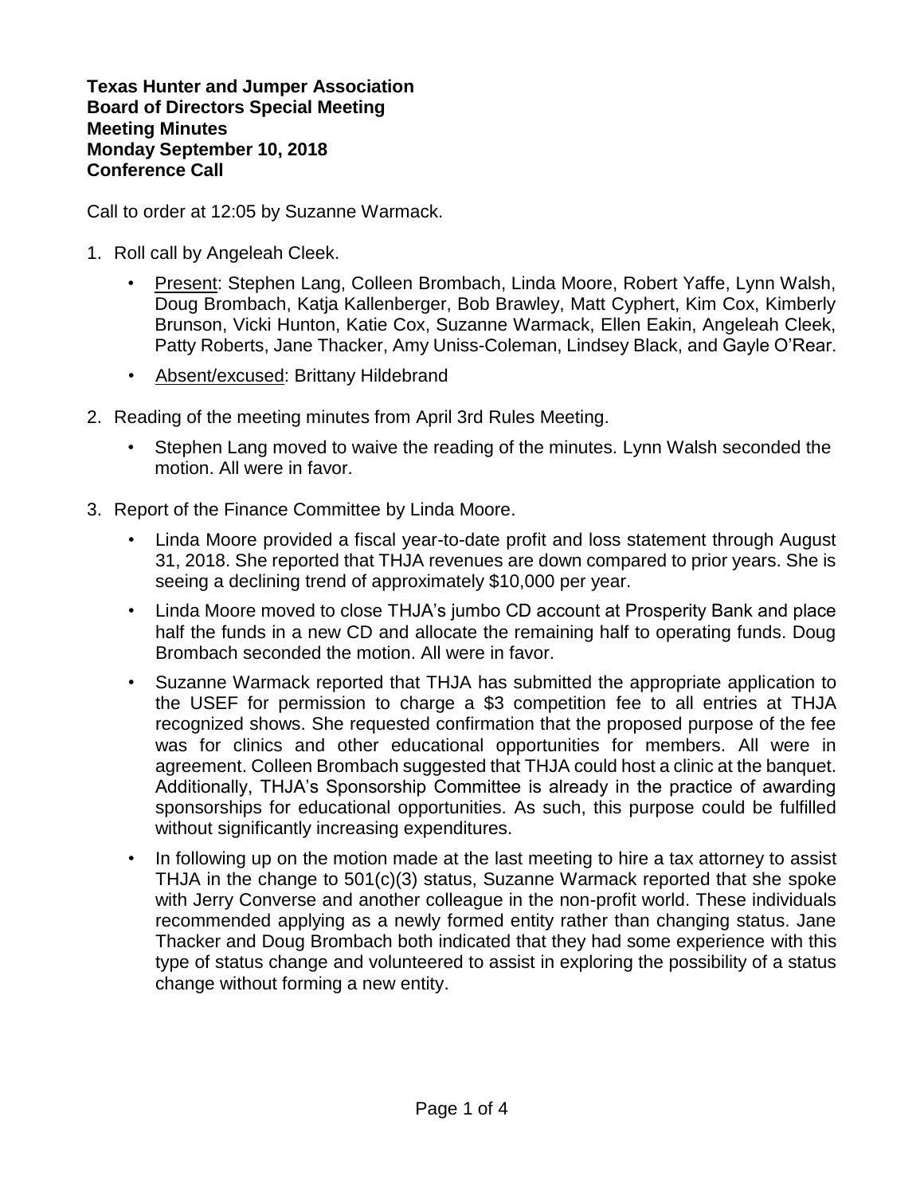**Texas Hunter and Jumper Association**
**Board of Directors Special Meeting**
**Meeting Minutes**
**Monday September 10, 2018**
**Conference Call**

Call to order at 12:05 by Suzanne Warmack.

1. Roll call by Angeleah Cleek.
   - Present: Stephen Lang, Colleen Brombach, Linda Moore, Robert Yaffe, Lynn Walsh, Doug Brombach, Katja Kallenberger, Bob Brawley, Matt Cyphert, Kim Cox, Kimberly Brunson, Vicki Hunton, Katie Cox, Suzanne Warmack, Ellen Eakin, Angeleah Cleek, Patty Roberts, Jane Thacker, Amy Uniss-Coleman, Lindsey Black, and Gayle O'Rear.
   - Absent/excused: Brittany Hildebrand

2. Reading of the meeting minutes from April 3rd Rules Meeting.
   - Stephen Lang moved to waive the reading of the minutes. Lynn Walsh seconded the motion. All were in favor.

3. Report of the Finance Committee by Linda Moore.
   - Linda Moore provided a fiscal year-to-date profit and loss statement through August 31, 2018. She reported that THJA revenues are down compared to prior years. She is seeing a declining trend of approximately $10,000 per year.
   - Linda Moore moved to close THJA's jumbo CD account at Prosperity Bank and place half the funds in a new CD and allocate the remaining half to operating funds. Doug Brombach seconded the motion. All were in favor.
   - Suzanne Warmack reported that THJA has submitted the appropriate application to the USEF for permission to charge a $3 competition fee to all entries at THJA recognized shows. She requested confirmation that the proposed purpose of the fee was for clinics and other educational opportunities for members. All were in agreement. Colleen Brombach suggested that THJA could host a clinic at the banquet. Additionally, THJA's Sponsorship Committee is already in the practice of awarding sponsorships for educational opportunities. As such, this purpose could be fulfilled without significantly increasing expenditures.
   - In following up on the motion made at the last meeting to hire a tax attorney to assist THJA in the change to 501(c)(3) status, Suzanne Warmack reported that she spoke with Jerry Converse and another colleague in the non-profit world. These individuals recommended applying as a newly formed entity rather than changing status. Jane Thacker and Doug Brombach both indicated that they had some experience with this type of status change and volunteered to assist in exploring the possibility of a status change without forming a new entity.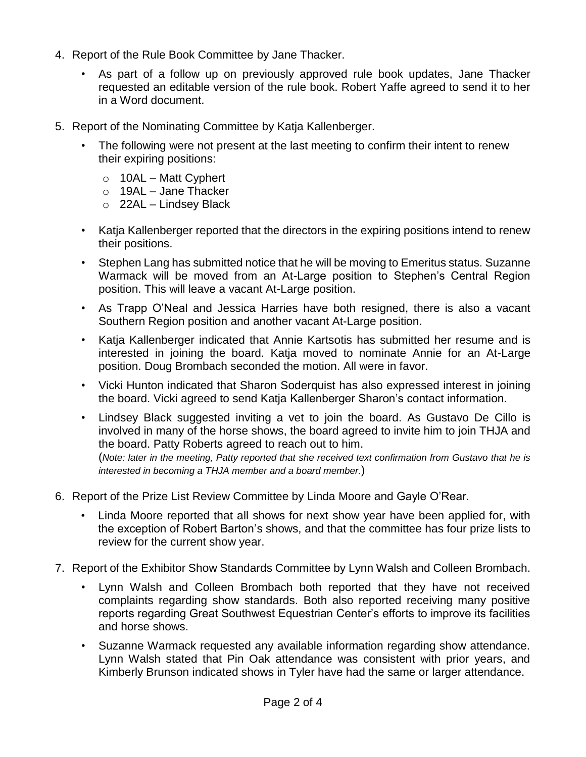4. Report of the Rule Book Committee by Jane Thacker.

   - As part of a follow up on previously approved rule book updates, Jane Thacker requested an editable version of the rule book. Robert Yaffe agreed to send it to her in a Word document.

5. Report of the Nominating Committee by Katja Kallenberger.

   - The following were not present at the last meeting to confirm their intent to renew their expiring positions:
     - 10AL – Matt Cyphert
     - 19AL – Jane Thacker
     - 22AL – Lindsey Black
   - Katja Kallenberger reported that the directors in the expiring positions intend to renew their positions.
   - Stephen Lang has submitted notice that he will be moving to Emeritus status. Suzanne Warmack will be moved from an At-Large position to Stephen's Central Region position. This will leave a vacant At-Large position.
   - As Trapp O'Neal and Jessica Harries have both resigned, there is also a vacant Southern Region position and another vacant At-Large position.
   - Katja Kallenberger indicated that Annie Kartsotis has submitted her resume and is interested in joining the board. Katja moved to nominate Annie for an At-Large position. Doug Brombach seconded the motion. All were in favor.
   - Vicki Hunton indicated that Sharon Soderquist has also expressed interest in joining the board. Vicki agreed to send Katja Kallenberger Sharon's contact information.
   - Lindsey Black suggested inviting a vet to join the board. As Gustavo De Cillo is involved in many of the horse shows, the board agreed to invite him to join THJA and the board. Patty Roberts agreed to reach out to him.
     (*Note: later in the meeting, Patty reported that she received text confirmation from Gustavo that he is interested in becoming a THJA member and a board member.*)

6. Report of the Prize List Review Committee by Linda Moore and Gayle O'Rear.

   - Linda Moore reported that all shows for next show year have been applied for, with the exception of Robert Barton's shows, and that the committee has four prize lists to review for the current show year.

7. Report of the Exhibitor Show Standards Committee by Lynn Walsh and Colleen Brombach.

   - Lynn Walsh and Colleen Brombach both reported that they have not received complaints regarding show standards. Both also reported receiving many positive reports regarding Great Southwest Equestrian Center's efforts to improve its facilities and horse shows.
   - Suzanne Warmack requested any available information regarding show attendance. Lynn Walsh stated that Pin Oak attendance was consistent with prior years, and Kimberly Brunson indicated shows in Tyler have had the same or larger attendance.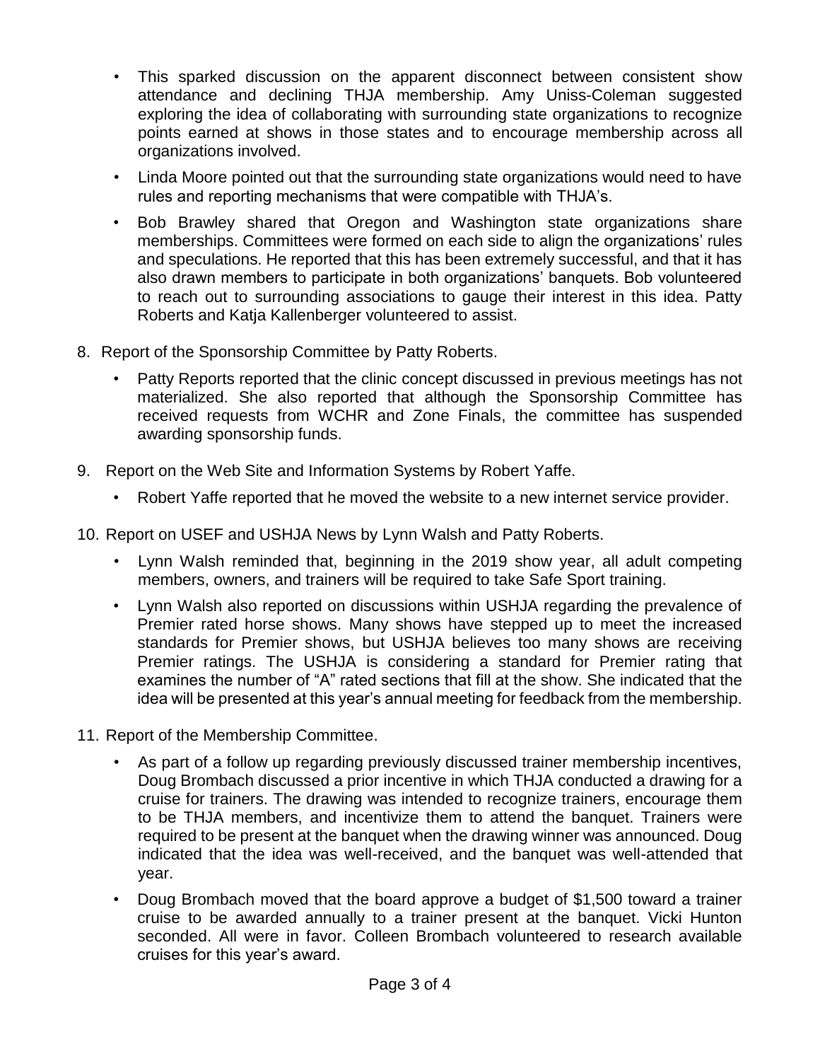- This sparked discussion on the apparent disconnect between consistent show attendance and declining THJA membership. Amy Uniss-Coleman suggested exploring the idea of collaborating with surrounding state organizations to recognize points earned at shows in those states and to encourage membership across all organizations involved.
- Linda Moore pointed out that the surrounding state organizations would need to have rules and reporting mechanisms that were compatible with THJA's.
- Bob Brawley shared that Oregon and Washington state organizations share memberships. Committees were formed on each side to align the organizations' rules and speculations. He reported that this has been extremely successful, and that it has also drawn members to participate in both organizations' banquets. Bob volunteered to reach out to surrounding associations to gauge their interest in this idea. Patty Roberts and Katja Kallenberger volunteered to assist.

8. Report of the Sponsorship Committee by Patty Roberts.
   - Patty Reports reported that the clinic concept discussed in previous meetings has not materialized. She also reported that although the Sponsorship Committee has received requests from WCHR and Zone Finals, the committee has suspended awarding sponsorship funds.

9. Report on the Web Site and Information Systems by Robert Yaffe.
   - Robert Yaffe reported that he moved the website to a new internet service provider.

10. Report on USEF and USHJA News by Lynn Walsh and Patty Roberts.
    - Lynn Walsh reminded that, beginning in the 2019 show year, all adult competing members, owners, and trainers will be required to take Safe Sport training.
    - Lynn Walsh also reported on discussions within USHJA regarding the prevalence of Premier rated horse shows. Many shows have stepped up to meet the increased standards for Premier shows, but USHJA believes too many shows are receiving Premier ratings. The USHJA is considering a standard for Premier rating that examines the number of "A" rated sections that fill at the show. She indicated that the idea will be presented at this year's annual meeting for feedback from the membership.

11. Report of the Membership Committee.
    - As part of a follow up regarding previously discussed trainer membership incentives, Doug Brombach discussed a prior incentive in which THJA conducted a drawing for a cruise for trainers. The drawing was intended to recognize trainers, encourage them to be THJA members, and incentivize them to attend the banquet. Trainers were required to be present at the banquet when the drawing winner was announced. Doug indicated that the idea was well-received, and the banquet was well-attended that year.
    - Doug Brombach moved that the board approve a budget of $1,500 toward a trainer cruise to be awarded annually to a trainer present at the banquet. Vicki Hunton seconded. All were in favor. Colleen Brombach volunteered to research available cruises for this year's award.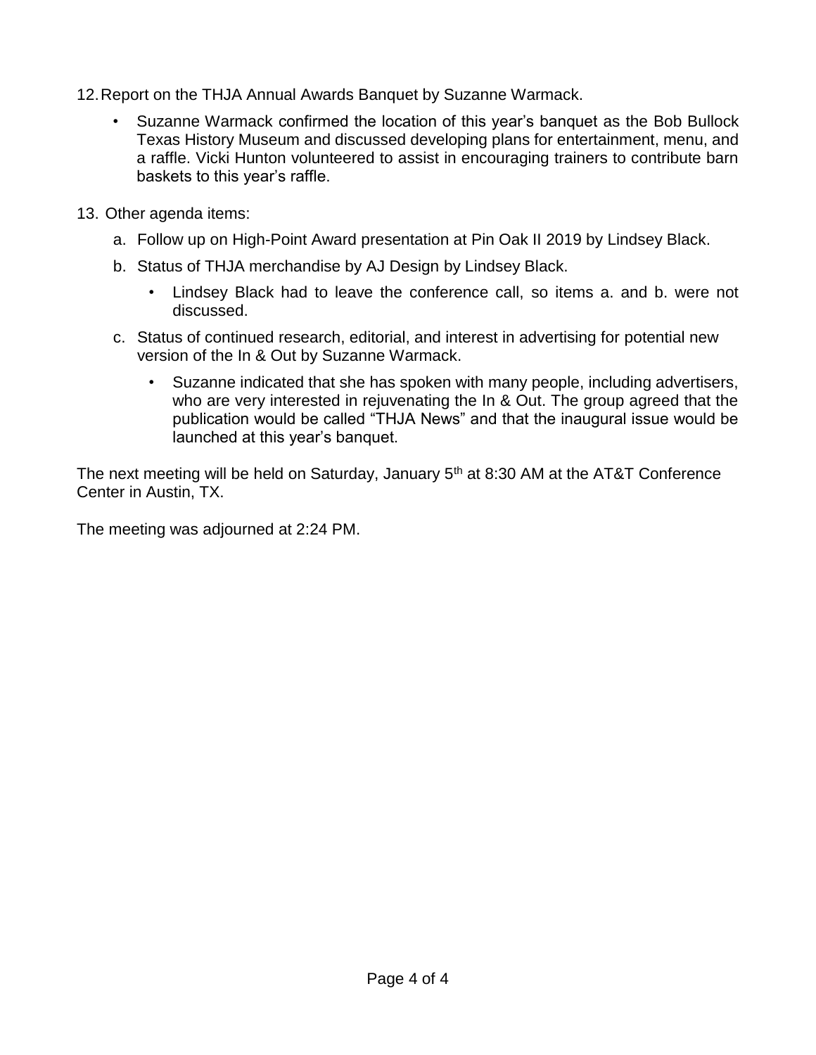12. Report on the THJA Annual Awards Banquet by Suzanne Warmack.

    - Suzanne Warmack confirmed the location of this year's banquet as the Bob Bullock Texas History Museum and discussed developing plans for entertainment, menu, and a raffle. Vicki Hunton volunteered to assist in encouraging trainers to contribute barn baskets to this year's raffle.

13. Other agenda items:

    a. Follow up on High-Point Award presentation at Pin Oak II 2019 by Lindsey Black.

    b. Status of THJA merchandise by AJ Design by Lindsey Black.

       - Lindsey Black had to leave the conference call, so items a. and b. were not discussed.

    c. Status of continued research, editorial, and interest in advertising for potential new version of the In & Out by Suzanne Warmack.

       - Suzanne indicated that she has spoken with many people, including advertisers, who are very interested in rejuvenating the In & Out. The group agreed that the publication would be called "THJA News" and that the inaugural issue would be launched at this year's banquet.

The next meeting will be held on Saturday, January 5th at 8:30 AM at the AT&T Conference Center in Austin, TX.

The meeting was adjourned at 2:24 PM.